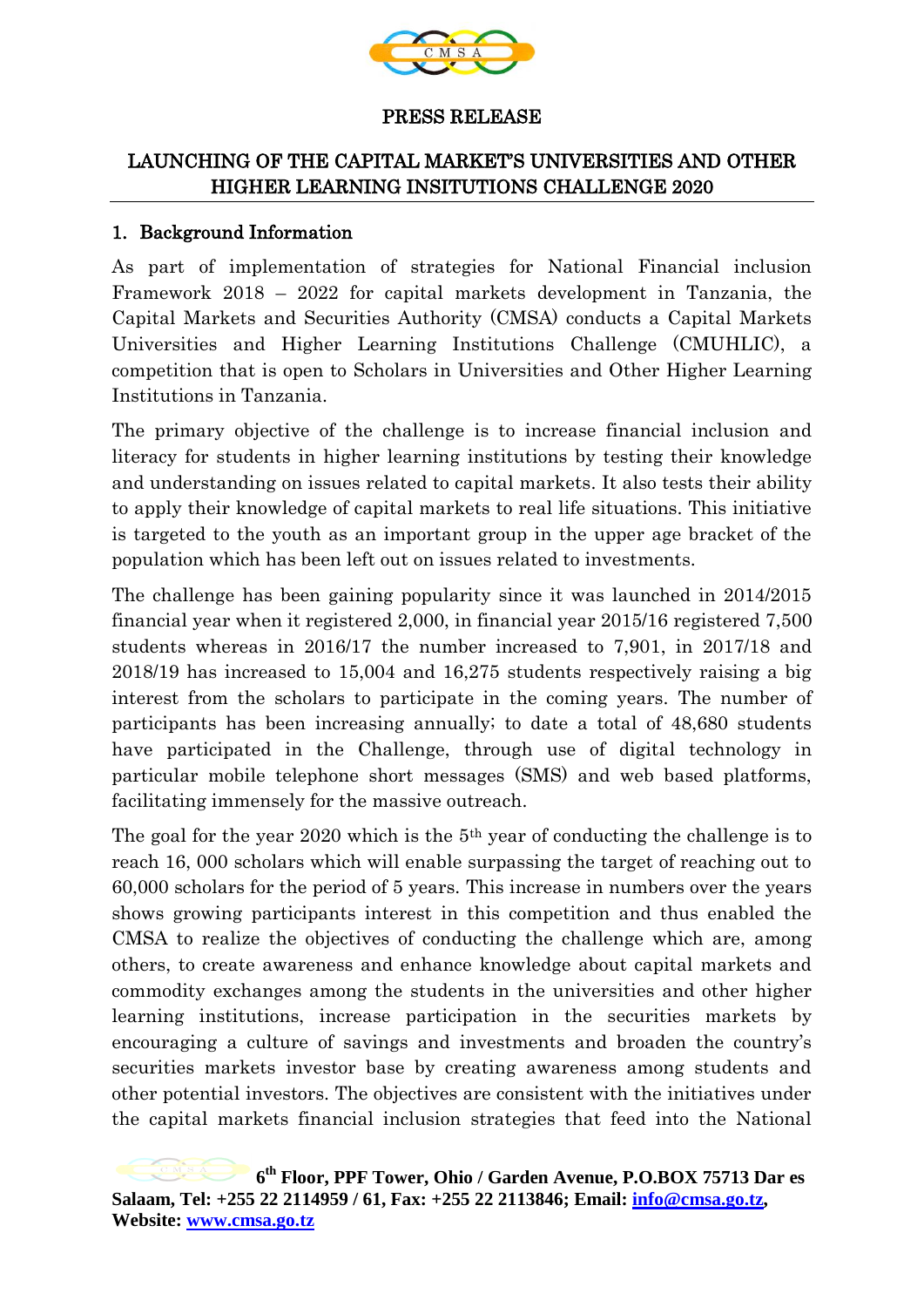PRESS RELEASE

## LAUNCHING OF THE CAPITAL MARKET'S UNIVERSITIES AND OTHER HIGHER LEARNING INSITUTIONS CHALLENGE 2020

### 1. Background Information

As part of implementation of strategies for National Financial inclusion Framework 2018 – 2022 for capital markets development in Tanzania, the Capital Markets and Securities Authority (CMSA) conducts a Capital Markets Universities and Higher Learning Institutions Challenge (CMUHLIC), a competition that is open to Scholars in Universities and Other Higher Learning Institutions in Tanzania.

The primary objective of the challenge is to increase financial inclusion and literacy for students in higher learning institutions by testing their knowledge and understanding on issues related to capital markets. It also tests their ability to apply their knowledge of capital markets to real life situations. This initiative is targeted to the youth as an important group in the upper age bracket of the population which has been left out on issues related to investments.

The challenge has been gaining popularity since it was launched in 2014/2015 financial year when it registered 2,000, in financial year 2015/16 registered 7,500 students whereas in 2016/17 the number increased to 7,901, in 2017/18 and 2018/19 has increased to 15,004 and 16,275 students respectively raising a big interest from the scholars to participate in the coming years. The number of participants has been increasing annually; to date a total of 48,680 students have participated in the Challenge, through use of digital technology in particular mobile telephone short messages (SMS) and web based platforms, facilitating immensely for the massive outreach.

The goal for the year 2020 which is the 5th year of conducting the challenge is to reach 16, 000 scholars which will enable surpassing the target of reaching out to 60,000 scholars for the period of 5 years. This increase in numbers over the years shows growing participants interest in this competition and thus enabled the CMSA to realize the objectives of conducting the challenge which are, among others, to create awareness and enhance knowledge about capital markets and commodity exchanges among the students in the universities and other higher learning institutions, increase participation in the securities markets by encouraging a culture of savings and investments and broaden the country's securities markets investor base by creating awareness among students and other potential investors. The objectives are consistent with the initiatives under the capital markets financial inclusion strategies that feed into the National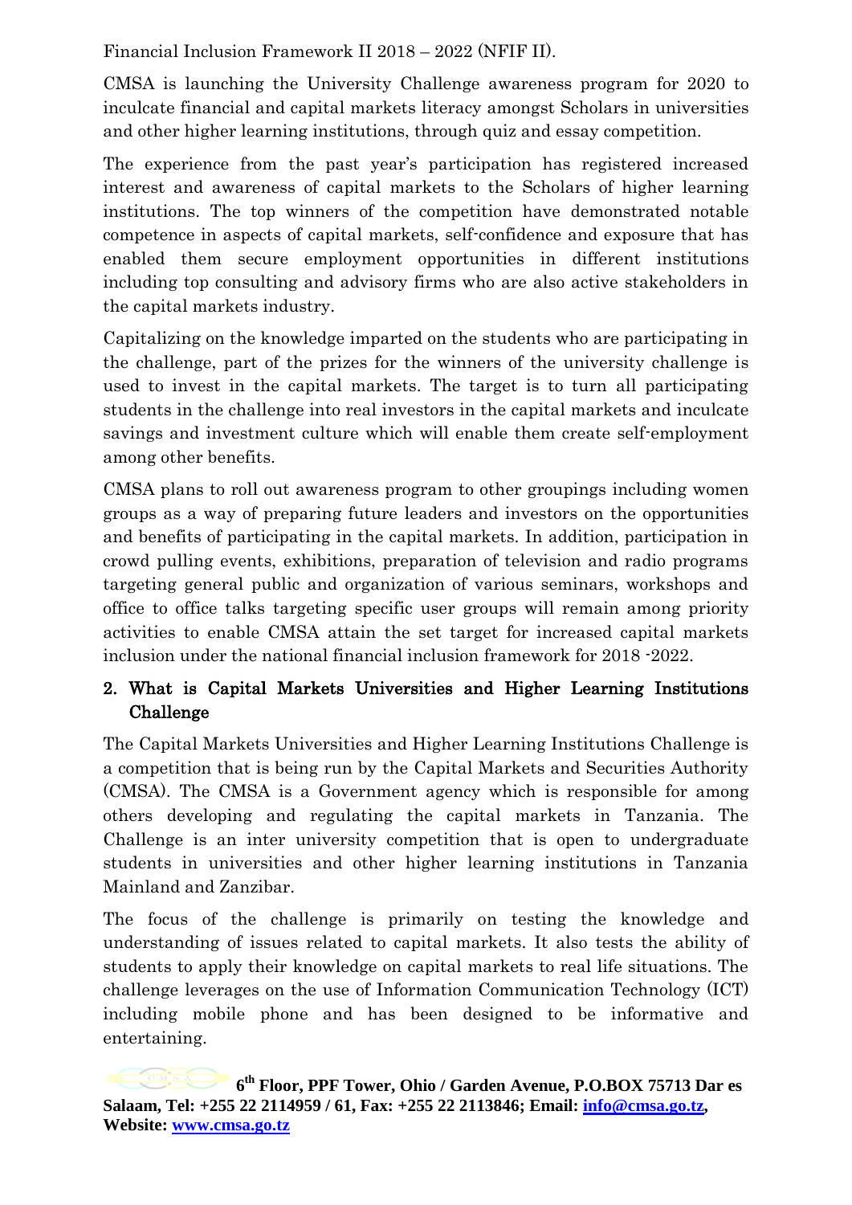Financial Inclusion Framework II 2018 – 2022 (NFIF II).

CMSA is launching the University Challenge awareness program for 2020 to inculcate financial and capital markets literacy amongst Scholars in universities and other higher learning institutions, through quiz and essay competition.

The experience from the past year's participation has registered increased interest and awareness of capital markets to the Scholars of higher learning institutions. The top winners of the competition have demonstrated notable competence in aspects of capital markets, self-confidence and exposure that has enabled them secure employment opportunities in different institutions including top consulting and advisory firms who are also active stakeholders in the capital markets industry.

Capitalizing on the knowledge imparted on the students who are participating in the challenge, part of the prizes for the winners of the university challenge is used to invest in the capital markets. The target is to turn all participating students in the challenge into real investors in the capital markets and inculcate savings and investment culture which will enable them create self-employment among other benefits.

CMSA plans to roll out awareness program to other groupings including women groups as a way of preparing future leaders and investors on the opportunities and benefits of participating in the capital markets. In addition, participation in crowd pulling events, exhibitions, preparation of television and radio programs targeting general public and organization of various seminars, workshops and office to office talks targeting specific user groups will remain among priority activities to enable CMSA attain the set target for increased capital markets inclusion under the national financial inclusion framework for 2018 -2022.

## 2. What is Capital Markets Universities and Higher Learning Institutions Challenge

The Capital Markets Universities and Higher Learning Institutions Challenge is a competition that is being run by the Capital Markets and Securities Authority (CMSA). The CMSA is a Government agency which is responsible for among others developing and regulating the capital markets in Tanzania. The Challenge is an inter university competition that is open to undergraduate students in universities and other higher learning institutions in Tanzania Mainland and Zanzibar.

The focus of the challenge is primarily on testing the knowledge and understanding of issues related to capital markets. It also tests the ability of students to apply their knowledge on capital markets to real life situations. The challenge leverages on the use of Information Communication Technology (ICT) including mobile phone and has been designed to be informative and entertaining.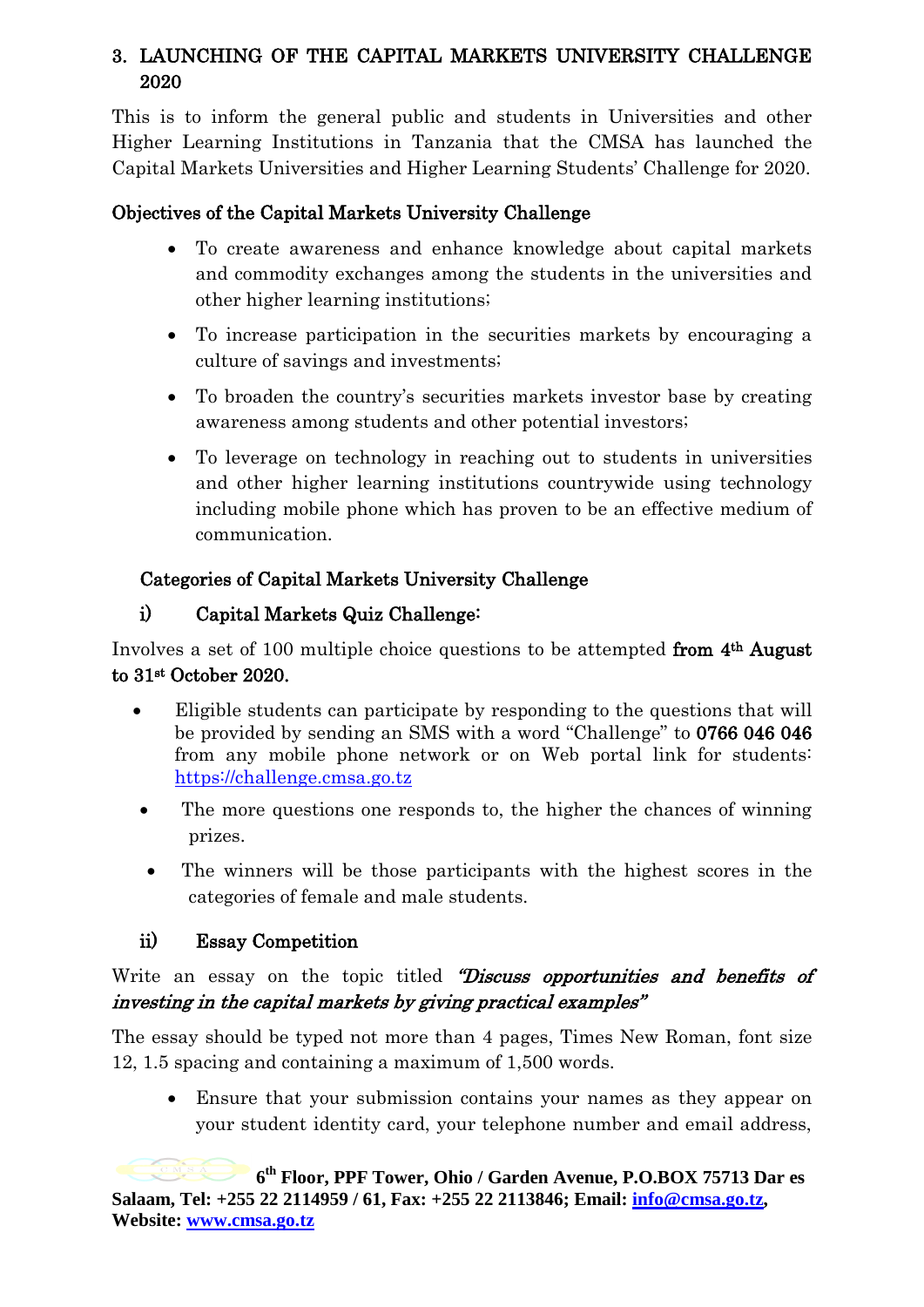## 3. LAUNCHING OF THE CAPITAL MARKETS UNIVERSITY CHALLENGE 2020

This is to inform the general public and students in Universities and other Higher Learning Institutions in Tanzania that the CMSA has launched the Capital Markets Universities and Higher Learning Students' Challenge for 2020.

### Objectives of the Capital Markets University Challenge

- To create awareness and enhance knowledge about capital markets and commodity exchanges among the students in the universities and other higher learning institutions;
- To increase participation in the securities markets by encouraging a culture of savings and investments;
- To broaden the country's securities markets investor base by creating awareness among students and other potential investors;
- To leverage on technology in reaching out to students in universities and other higher learning institutions countrywide using technology including mobile phone which has proven to be an effective medium of communication.

### Categories of Capital Markets University Challenge

#### i) Capital Markets Quiz Challenge:

Involves a set of 100 multiple choice questions to be attempted **from 4th August to 31st October 2020.**

- Eligible students can participate by responding to the questions that will be provided by sending an SMS with a word "Challenge" to **0766 046 046** from any mobile phone network or on Web portal link for students: https://challenge.cmsa.go.tz
- The more questions one responds to, the higher the chances of winning prizes.
- The winners will be those participants with the highest scores in the categories of female and male students.

#### ii) Essay Competition

Write an essay on the topic titled ***"Discuss opportunities and benefits of investing in the capital markets by giving practical examples"***

The essay should be typed not more than 4 pages, Times New Roman, font size 12, 1.5 spacing and containing a maximum of 1,500 words.

- Ensure that your submission contains your names as they appear on your student identity card, your telephone number and email address,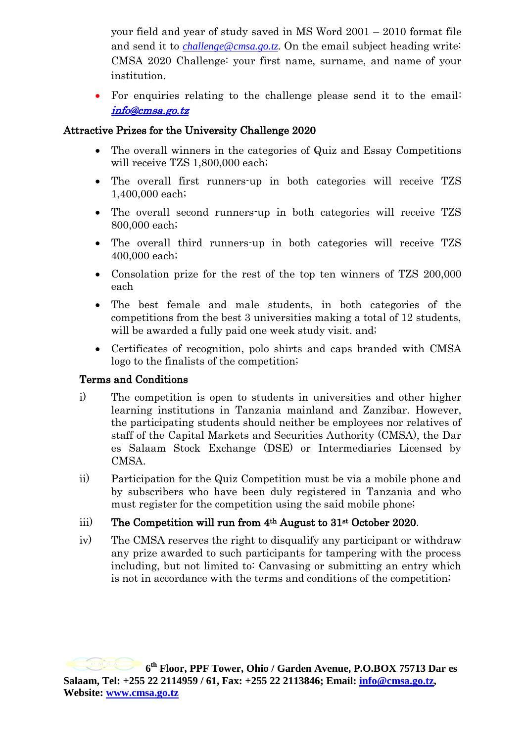your field and year of study saved in MS Word 2001 – 2010 format file and send it to *challenge@cmsa.go.tz*. On the email subject heading write: CMSA 2020 Challenge: your first name, surname, and name of your institution.

- For enquiries relating to the challenge please send it to the email: *info@cmsa.go.tz*

## Attractive Prizes for the University Challenge 2020

- The overall winners in the categories of Quiz and Essay Competitions will receive TZS 1,800,000 each;
- The overall first runners-up in both categories will receive TZS 1,400,000 each;
- The overall second runners-up in both categories will receive TZS 800,000 each;
- The overall third runners-up in both categories will receive TZS 400,000 each;
- Consolation prize for the rest of the top ten winners of TZS 200,000 each
- The best female and male students, in both categories of the competitions from the best 3 universities making a total of 12 students, will be awarded a fully paid one week study visit. and;
- Certificates of recognition, polo shirts and caps branded with CMSA logo to the finalists of the competition;

## Terms and Conditions

i) The competition is open to students in universities and other higher learning institutions in Tanzania mainland and Zanzibar. However, the participating students should neither be employees nor relatives of staff of the Capital Markets and Securities Authority (CMSA), the Dar es Salaam Stock Exchange (DSE) or Intermediaries Licensed by CMSA.

ii) Participation for the Quiz Competition must be via a mobile phone and by subscribers who have been duly registered in Tanzania and who must register for the competition using the said mobile phone;

iii) **The Competition will run from 4th August to 31st October 2020.**

iv) The CMSA reserves the right to disqualify any participant or withdraw any prize awarded to such participants for tampering with the process including, but not limited to: Canvasing or submitting an entry which is not in accordance with the terms and conditions of the competition;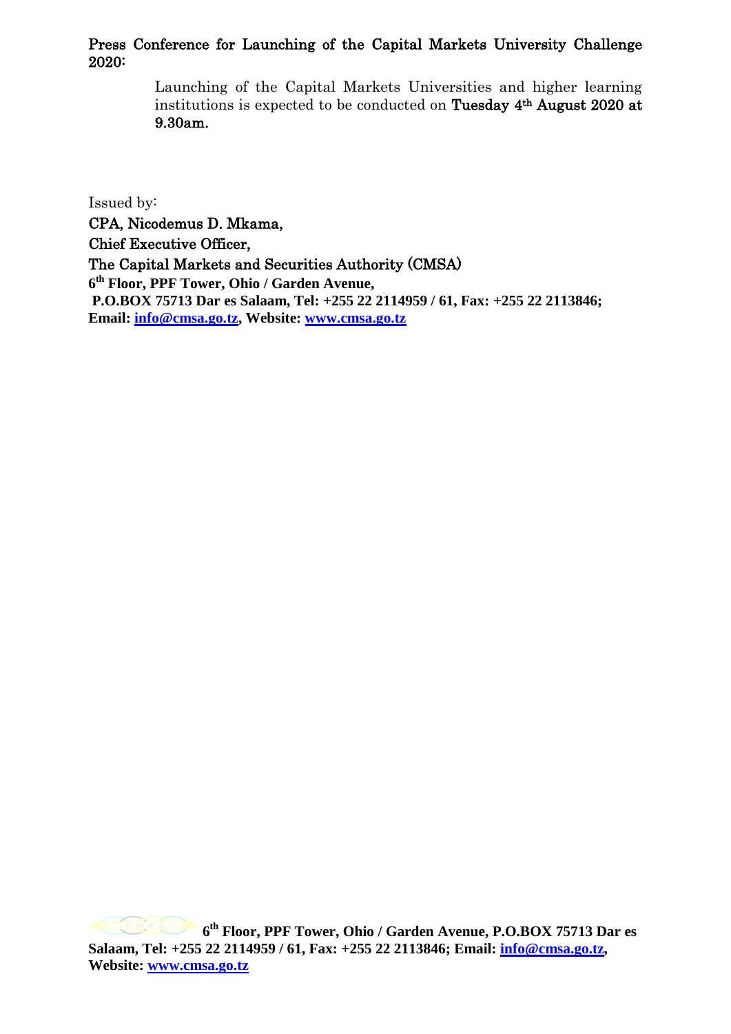**Press Conference for Launching of the Capital Markets University Challenge 2020:**

Launching of the Capital Markets Universities and higher learning institutions is expected to be conducted on **Tuesday 4th August 2020 at 9.30am.**

Issued by:

**CPA, Nicodemus D. Mkama,**
**Chief Executive Officer,**
**The Capital Markets and Securities Authority (CMSA)**
**6th Floor, PPF Tower, Ohio / Garden Avenue,**
**P.O.BOX 75713 Dar es Salaam, Tel: +255 22 2114959 / 61, Fax: +255 22 2113846;**
**Email: info@cmsa.go.tz, Website: www.cmsa.go.tz**